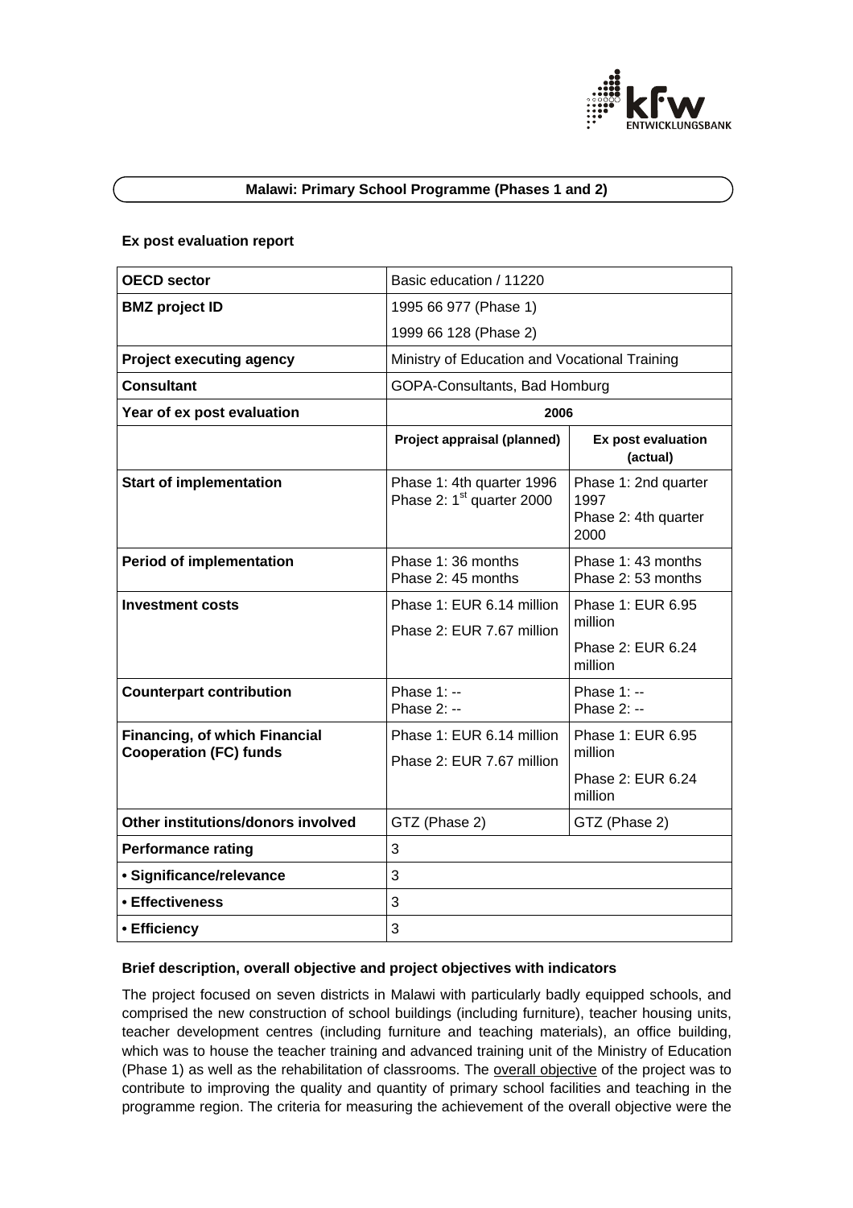## Malawi: Primary School Programme (Phases 1 and 2)

### Ex post evaluation report

| OECD sector | Basic education / 11220 | |
|---|---|---|
| BMZ project ID | 1995 66 977 (Phase 1)<br>1999 66 128 (Phase 2) | |
| Project executing agency | Ministry of Education and Vocational Training | |
| Consultant | GOPA-Consultants, Bad Homburg | |
| Year of ex post evaluation | 2006 | |
| | Project appraisal (planned) | Ex post evaluation (actual) |
| Start of implementation | Phase 1: 4th quarter 1996<br>Phase 2: 1st quarter 2000 | Phase 1: 2nd quarter 1997<br>Phase 2: 4th quarter 2000 |
| Period of implementation | Phase 1: 36 months<br>Phase 2: 45 months | Phase 1: 43 months<br>Phase 2: 53 months |
| Investment costs | Phase 1: EUR 6.14 million<br>Phase 2: EUR 7.67 million | Phase 1: EUR 6.95 million<br>Phase 2: EUR 6.24 million |
| Counterpart contribution | Phase 1: --<br>Phase 2: -- | Phase 1: --<br>Phase 2: -- |
| Financing, of which Financial Cooperation (FC) funds | Phase 1: EUR 6.14 million<br>Phase 2: EUR 7.67 million | Phase 1: EUR 6.95 million<br>Phase 2: EUR 6.24 million |
| Other institutions/donors involved | GTZ (Phase 2) | GTZ (Phase 2) |
| Performance rating | 3 | |
| • Significance/relevance | 3 | |
| • Effectiveness | 3 | |
| • Efficiency | 3 | |

### Brief description, overall objective and project objectives with indicators

The project focused on seven districts in Malawi with particularly badly equipped schools, and comprised the new construction of school buildings (including furniture), teacher housing units, teacher development centres (including furniture and teaching materials), an office building, which was to house the teacher training and advanced training unit of the Ministry of Education (Phase 1) as well as the rehabilitation of classrooms. The overall objective of the project was to contribute to improving the quality and quantity of primary school facilities and teaching in the programme region. The criteria for measuring the achievement of the overall objective were the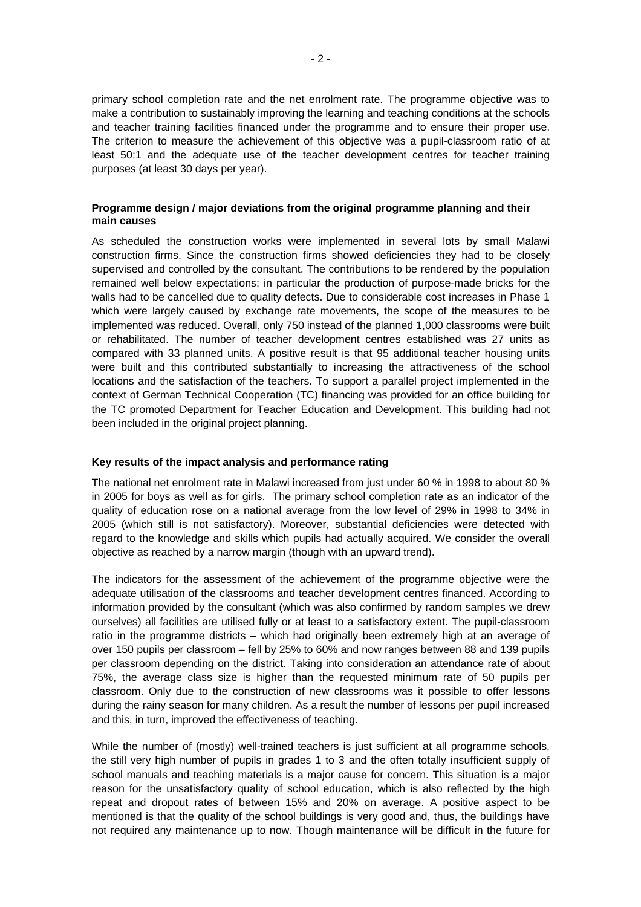primary school completion rate and the net enrolment rate. The programme objective was to make a contribution to sustainably improving the learning and teaching conditions at the schools and teacher training facilities financed under the programme and to ensure their proper use. The criterion to measure the achievement of this objective was a pupil-classroom ratio of at least 50:1 and the adequate use of the teacher development centres for teacher training purposes (at least 30 days per year).

**Programme design / major deviations from the original programme planning and their main causes**

As scheduled the construction works were implemented in several lots by small Malawi construction firms. Since the construction firms showed deficiencies they had to be closely supervised and controlled by the consultant. The contributions to be rendered by the population remained well below expectations; in particular the production of purpose-made bricks for the walls had to be cancelled due to quality defects. Due to considerable cost increases in Phase 1 which were largely caused by exchange rate movements, the scope of the measures to be implemented was reduced. Overall, only 750 instead of the planned 1,000 classrooms were built or rehabilitated. The number of teacher development centres established was 27 units as compared with 33 planned units. A positive result is that 95 additional teacher housing units were built and this contributed substantially to increasing the attractiveness of the school locations and the satisfaction of the teachers. To support a parallel project implemented in the context of German Technical Cooperation (TC) financing was provided for an office building for the TC promoted Department for Teacher Education and Development. This building had not been included in the original project planning.

**Key results of the impact analysis and performance rating**

The national net enrolment rate in Malawi increased from just under 60 % in 1998 to about 80 % in 2005 for boys as well as for girls. The primary school completion rate as an indicator of the quality of education rose on a national average from the low level of 29% in 1998 to 34% in 2005 (which still is not satisfactory). Moreover, substantial deficiencies were detected with regard to the knowledge and skills which pupils had actually acquired. We consider the overall objective as reached by a narrow margin (though with an upward trend).

The indicators for the assessment of the achievement of the programme objective were the adequate utilisation of the classrooms and teacher development centres financed. According to information provided by the consultant (which was also confirmed by random samples we drew ourselves) all facilities are utilised fully or at least to a satisfactory extent. The pupil-classroom ratio in the programme districts – which had originally been extremely high at an average of over 150 pupils per classroom – fell by 25% to 60% and now ranges between 88 and 139 pupils per classroom depending on the district. Taking into consideration an attendance rate of about 75%, the average class size is higher than the requested minimum rate of 50 pupils per classroom. Only due to the construction of new classrooms was it possible to offer lessons during the rainy season for many children. As a result the number of lessons per pupil increased and this, in turn, improved the effectiveness of teaching.

While the number of (mostly) well-trained teachers is just sufficient at all programme schools, the still very high number of pupils in grades 1 to 3 and the often totally insufficient supply of school manuals and teaching materials is a major cause for concern. This situation is a major reason for the unsatisfactory quality of school education, which is also reflected by the high repeat and dropout rates of between 15% and 20% on average. A positive aspect to be mentioned is that the quality of the school buildings is very good and, thus, the buildings have not required any maintenance up to now. Though maintenance will be difficult in the future for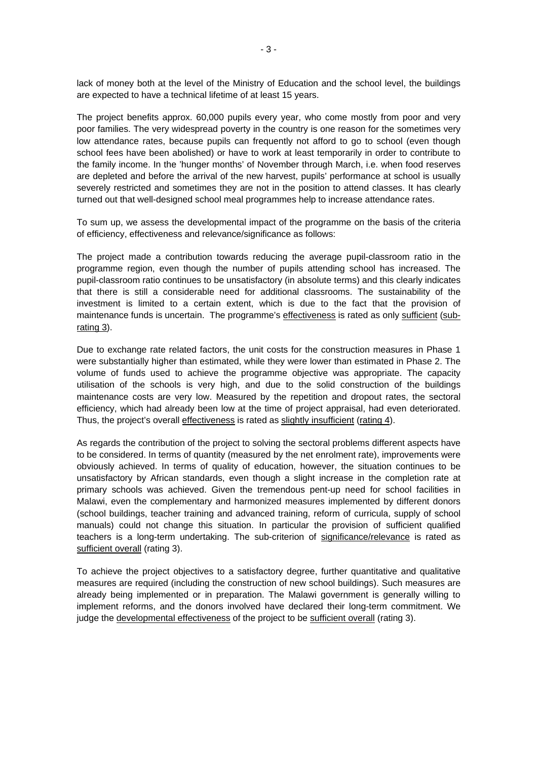lack of money both at the level of the Ministry of Education and the school level, the buildings are expected to have a technical lifetime of at least 15 years.

The project benefits approx. 60,000 pupils every year, who come mostly from poor and very poor families. The very widespread poverty in the country is one reason for the sometimes very low attendance rates, because pupils can frequently not afford to go to school (even though school fees have been abolished) or have to work at least temporarily in order to contribute to the family income. In the 'hunger months' of November through March, i.e. when food reserves are depleted and before the arrival of the new harvest, pupils' performance at school is usually severely restricted and sometimes they are not in the position to attend classes. It has clearly turned out that well-designed school meal programmes help to increase attendance rates.

To sum up, we assess the developmental impact of the programme on the basis of the criteria of efficiency, effectiveness and relevance/significance as follows:

The project made a contribution towards reducing the average pupil-classroom ratio in the programme region, even though the number of pupils attending school has increased. The pupil-classroom ratio continues to be unsatisfactory (in absolute terms) and this clearly indicates that there is still a considerable need for additional classrooms. The sustainability of the investment is limited to a certain extent, which is due to the fact that the provision of maintenance funds is uncertain. The programme's <u>effectiveness</u> is rated as only <u>sufficient</u> (<u>sub-rating 3</u>).

Due to exchange rate related factors, the unit costs for the construction measures in Phase 1 were substantially higher than estimated, while they were lower than estimated in Phase 2. The volume of funds used to achieve the programme objective was appropriate. The capacity utilisation of the schools is very high, and due to the solid construction of the buildings maintenance costs are very low. Measured by the repetition and dropout rates, the sectoral efficiency, which had already been low at the time of project appraisal, had even deteriorated. Thus, the project's overall <u>effectiveness</u> is rated as <u>slightly insufficient</u> (<u>rating 4</u>).

As regards the contribution of the project to solving the sectoral problems different aspects have to be considered. In terms of quantity (measured by the net enrolment rate), improvements were obviously achieved. In terms of quality of education, however, the situation continues to be unsatisfactory by African standards, even though a slight increase in the completion rate at primary schools was achieved. Given the tremendous pent-up need for school facilities in Malawi, even the complementary and harmonized measures implemented by different donors (school buildings, teacher training and advanced training, reform of curricula, supply of school manuals) could not change this situation. In particular the provision of sufficient qualified teachers is a long-term undertaking. The sub-criterion of <u>significance/relevance</u> is rated as <u>sufficient overall</u> (rating 3).

To achieve the project objectives to a satisfactory degree, further quantitative and qualitative measures are required (including the construction of new school buildings). Such measures are already being implemented or in preparation. The Malawi government is generally willing to implement reforms, and the donors involved have declared their long-term commitment. We judge the <u>developmental effectiveness</u> of the project to be <u>sufficient overall</u> (rating 3).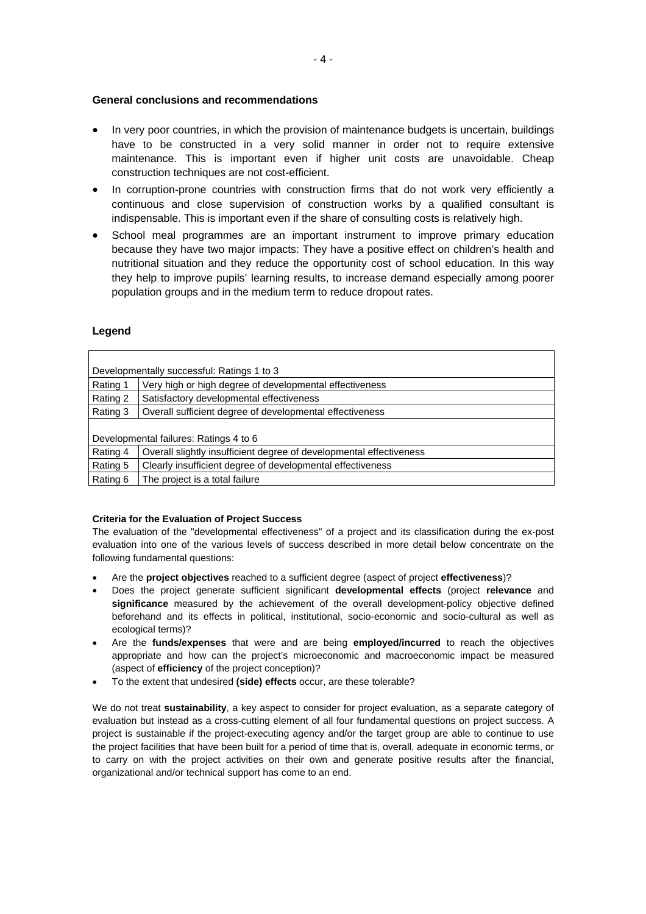**General conclusions and recommendations**

- In very poor countries, in which the provision of maintenance budgets is uncertain, buildings have to be constructed in a very solid manner in order not to require extensive maintenance. This is important even if higher unit costs are unavoidable. Cheap construction techniques are not cost-efficient.
- In corruption-prone countries with construction firms that do not work very efficiently a continuous and close supervision of construction works by a qualified consultant is indispensable. This is important even if the share of consulting costs is relatively high.
- School meal programmes are an important instrument to improve primary education because they have two major impacts: They have a positive effect on children's health and nutritional situation and they reduce the opportunity cost of school education. In this way they help to improve pupils' learning results, to increase demand especially among poorer population groups and in the medium term to reduce dropout rates.

**Legend**

| | |
|---|---|
| Developmentally successful: Ratings 1 to 3 | |
| Rating 1 | Very high or high degree of developmental effectiveness |
| Rating 2 | Satisfactory developmental effectiveness |
| Rating 3 | Overall sufficient degree of developmental effectiveness |
| Developmental failures: Ratings 4 to 6 | |
| Rating 4 | Overall slightly insufficient degree of developmental effectiveness |
| Rating 5 | Clearly insufficient degree of developmental effectiveness |
| Rating 6 | The project is a total failure |

**Criteria for the Evaluation of Project Success**

The evaluation of the "developmental effectiveness" of a project and its classification during the ex-post evaluation into one of the various levels of success described in more detail below concentrate on the following fundamental questions:

- Are the **project objectives** reached to a sufficient degree (aspect of project **effectiveness**)?
- Does the project generate sufficient significant **developmental effects** (project **relevance** and **significance** measured by the achievement of the overall development-policy objective defined beforehand and its effects in political, institutional, socio-economic and socio-cultural as well as ecological terms)?
- Are the **funds/expenses** that were and are being **employed/incurred** to reach the objectives appropriate and how can the project's microeconomic and macroeconomic impact be measured (aspect of **efficiency** of the project conception)?
- To the extent that undesired **(side) effects** occur, are these tolerable?

We do not treat **sustainability**, a key aspect to consider for project evaluation, as a separate category of evaluation but instead as a cross-cutting element of all four fundamental questions on project success. A project is sustainable if the project-executing agency and/or the target group are able to continue to use the project facilities that have been built for a period of time that is, overall, adequate in economic terms, or to carry on with the project activities on their own and generate positive results after the financial, organizational and/or technical support has come to an end.